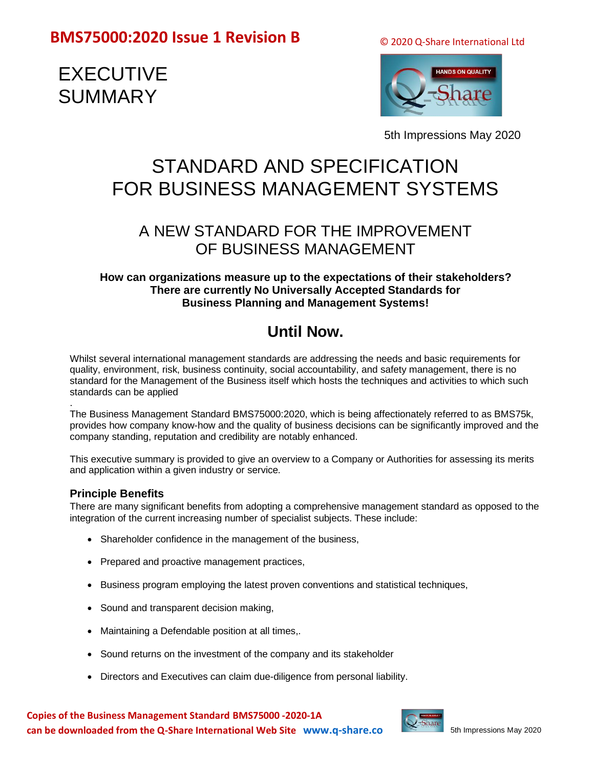**BMS75000:2020 Issue 1 Revision B**

© 2020 Q-Share International Ltd

# EXECUTIVE SUMMARY

5th Impressions May 2020

# STANDARD AND SPECIFICATION FOR BUSINESS MANAGEMENT SYSTEMS

## A NEW STANDARD FOR THE IMPROVEMENT OF BUSINESS MANAGEMENT

**How can organizations measure up to the expectations of their stakeholders?**
**There are currently No Universally Accepted Standards for Business Planning and Management Systems!**

## Until Now.

Whilst several international management standards are addressing the needs and basic requirements for quality, environment, risk, business continuity, social accountability, and safety management, there is no standard for the Management of the Business itself which hosts the techniques and activities to which such standards can be applied

.
The Business Management Standard BMS75000:2020, which is being affectionately referred to as BMS75k, provides how company know-how and the quality of business decisions can be significantly improved and the company standing, reputation and credibility are notably enhanced.

This executive summary is provided to give an overview to a Company or Authorities for assessing its merits and application within a given industry or service.

### Principle Benefits

There are many significant benefits from adopting a comprehensive management standard as opposed to the integration of the current increasing number of specialist subjects. These include:

- Shareholder confidence in the management of the business,
- Prepared and proactive management practices,
- Business program employing the latest proven conventions and statistical techniques,
- Sound and transparent decision making,
- Maintaining a Defendable position at all times,.
- Sound returns on the investment of the company and its stakeholder
- Directors and Executives can claim due-diligence from personal liability.

**Copies of the Business Management Standard BMS75000 -2020-1A can be downloaded from the Q-Share International Web Site www.q-share.co**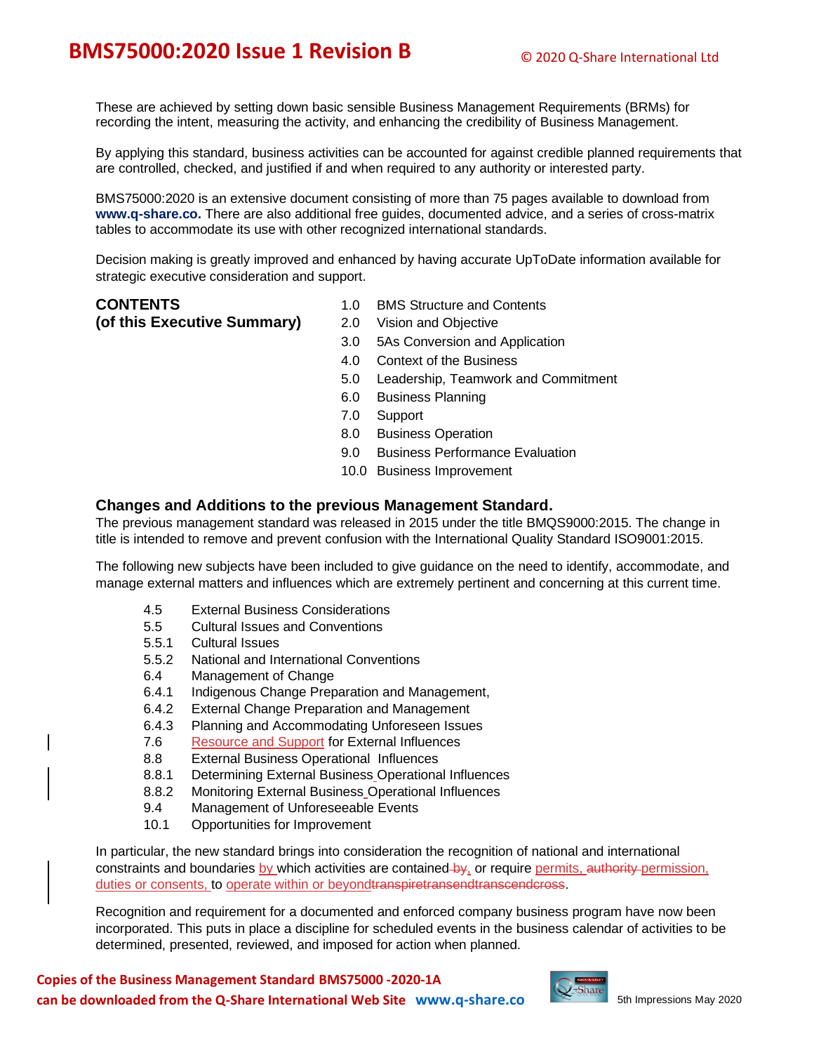These are achieved by setting down basic sensible Business Management Requirements (BRMs) for recording the intent, measuring the activity, and enhancing the credibility of Business Management.

By applying this standard, business activities can be accounted for against credible planned requirements that are controlled, checked, and justified if and when required to any authority or interested party.

BMS75000:2020 is an extensive document consisting of more than 75 pages available to download from **www.q-share.co.** There are also additional free guides, documented advice, and a series of cross-matrix tables to accommodate its use with other recognized international standards.

Decision making is greatly improved and enhanced by having accurate UpToDate information available for strategic executive consideration and support.

**CONTENTS**
**(of this Executive Summary)**

1.0 BMS Structure and Contents
2.0 Vision and Objective
3.0 5As Conversion and Application
4.0 Context of the Business
5.0 Leadership, Teamwork and Commitment
6.0 Business Planning
7.0 Support
8.0 Business Operation
9.0 Business Performance Evaluation
10.0 Business Improvement

### Changes and Additions to the previous Management Standard.

The previous management standard was released in 2015 under the title BMQS9000:2015. The change in title is intended to remove and prevent confusion with the International Quality Standard ISO9001:2015.

The following new subjects have been included to give guidance on the need to identify, accommodate, and manage external matters and influences which are extremely pertinent and concerning at this current time.

- 4.5 External Business Considerations
- 5.5 Cultural Issues and Conventions
- 5.5.1 Cultural Issues
- 5.5.2 National and International Conventions
- 6.4 Management of Change
- 6.4.1 Indigenous Change Preparation and Management,
- 6.4.2 External Change Preparation and Management
- 6.4.3 Planning and Accommodating Unforeseen Issues
- 7.6 Resource and Support for External Influences
- 8.8 External Business Operational Influences
- 8.8.1 Determining External Business Operational Influences
- 8.8.2 Monitoring External Business Operational Influences
- 9.4 Management of Unforeseeable Events
- 10.1 Opportunities for Improvement

In particular, the new standard brings into consideration the recognition of national and international constraints and boundaries by which activities are contained ~~by~~, or require permits, ~~authority~~ permission, duties or consents, to operate within or beyond~~transpiretransendtranscendcross~~.

Recognition and requirement for a documented and enforced company business program have now been incorporated. This puts in place a discipline for scheduled events in the business calendar of activities to be determined, presented, reviewed, and imposed for action when planned.

**Copies of the Business Management Standard BMS75000 -2020-1A can be downloaded from the Q-Share International Web Site www.q-share.co**

5th Impressions May 2020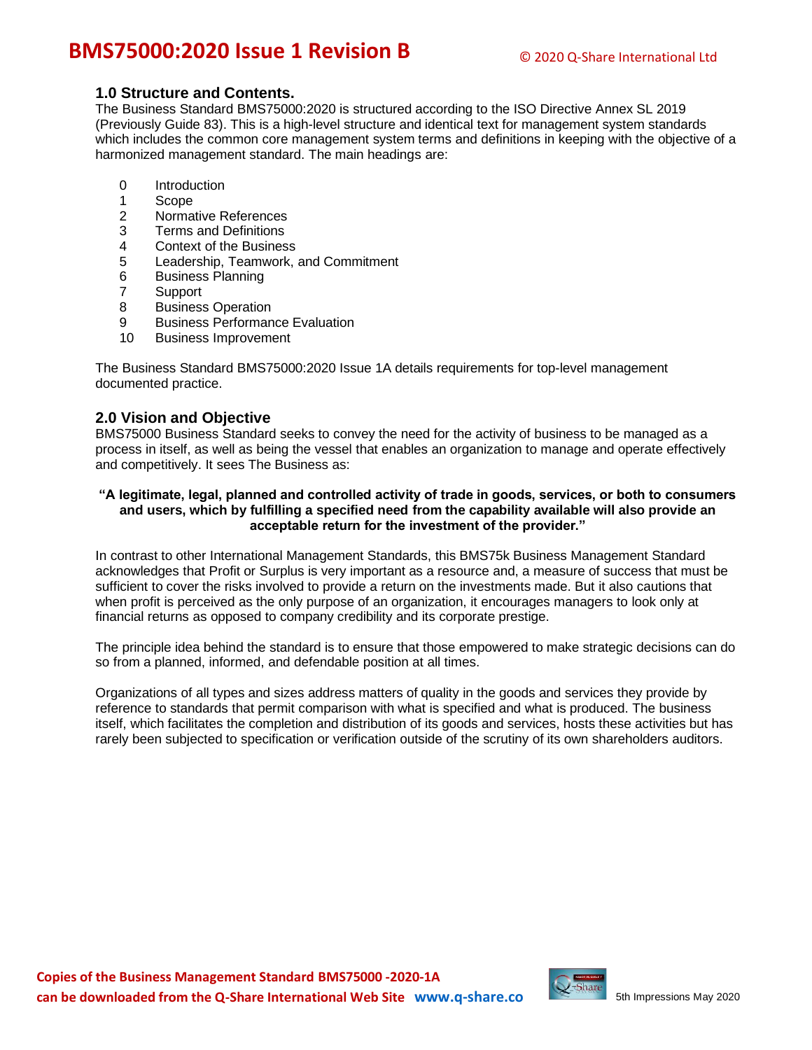## 1.0 Structure and Contents.

The Business Standard BMS75000:2020 is structured according to the ISO Directive Annex SL 2019 (Previously Guide 83). This is a high-level structure and identical text for management system standards which includes the common core management system terms and definitions in keeping with the objective of a harmonized management standard. The main headings are:

0 Introduction
1 Scope
2 Normative References
3 Terms and Definitions
4 Context of the Business
5 Leadership, Teamwork, and Commitment
6 Business Planning
7 Support
8 Business Operation
9 Business Performance Evaluation
10 Business Improvement

The Business Standard BMS75000:2020 Issue 1A details requirements for top-level management documented practice.

## 2.0 Vision and Objective

BMS75000 Business Standard seeks to convey the need for the activity of business to be managed as a process in itself, as well as being the vessel that enables an organization to manage and operate effectively and competitively. It sees The Business as:

**"A legitimate, legal, planned and controlled activity of trade in goods, services, or both to consumers and users, which by fulfilling a specified need from the capability available will also provide an acceptable return for the investment of the provider."**

In contrast to other International Management Standards, this BMS75k Business Management Standard acknowledges that Profit or Surplus is very important as a resource and, a measure of success that must be sufficient to cover the risks involved to provide a return on the investments made. But it also cautions that when profit is perceived as the only purpose of an organization, it encourages managers to look only at financial returns as opposed to company credibility and its corporate prestige.

The principle idea behind the standard is to ensure that those empowered to make strategic decisions can do so from a planned, informed, and defendable position at all times.

Organizations of all types and sizes address matters of quality in the goods and services they provide by reference to standards that permit comparison with what is specified and what is produced. The business itself, which facilitates the completion and distribution of its goods and services, hosts these activities but has rarely been subjected to specification or verification outside of the scrutiny of its own shareholders auditors.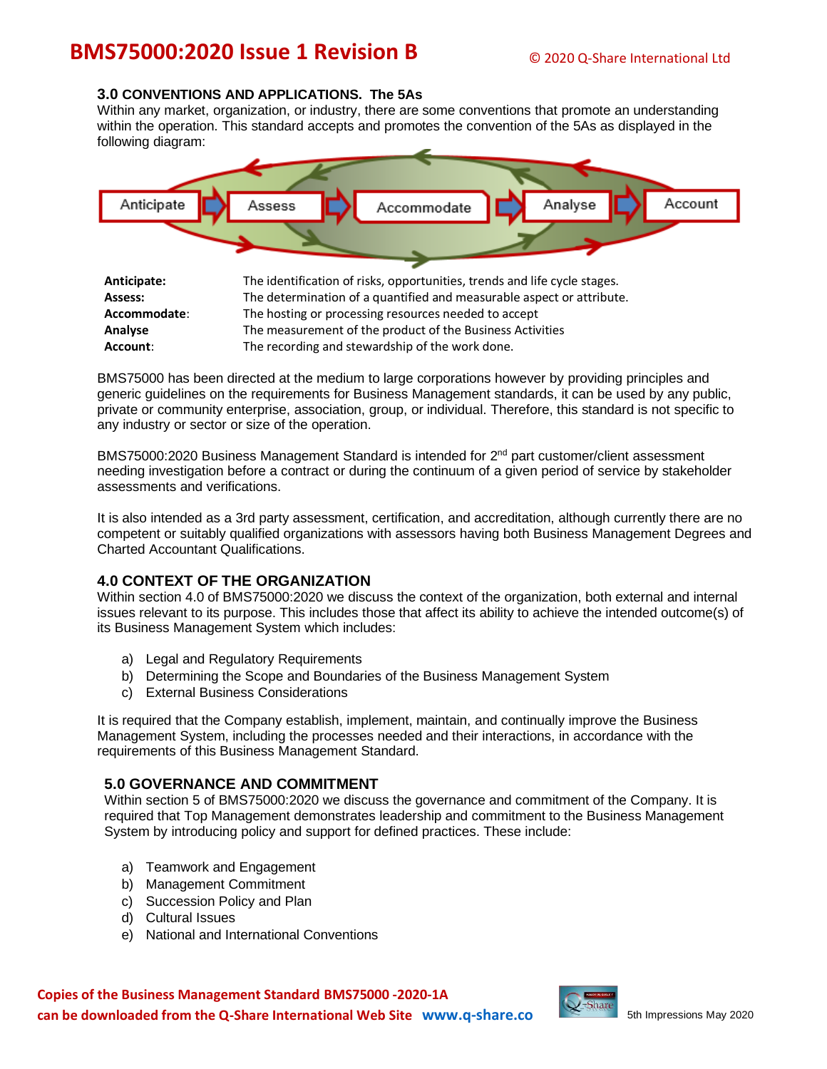## 3.0 CONVENTIONS AND APPLICATIONS. The 5As

Within any market, organization, or industry, there are some conventions that promote an understanding within the operation. This standard accepts and promotes the convention of the 5As as displayed in the following diagram:

Anticipate → Assess → Accommodate → Analyse → Account

| | |
|---|---|
| **Anticipate:** | The identification of risks, opportunities, trends and life cycle stages. |
| **Assess:** | The determination of a quantified and measurable aspect or attribute. |
| **Accommodate:** | The hosting or processing resources needed to accept |
| **Analyse** | The measurement of the product of the Business Activities |
| **Account:** | The recording and stewardship of the work done. |

BMS75000 has been directed at the medium to large corporations however by providing principles and generic guidelines on the requirements for Business Management standards, it can be used by any public, private or community enterprise, association, group, or individual. Therefore, this standard is not specific to any industry or sector or size of the operation.

BMS75000:2020 Business Management Standard is intended for 2nd part customer/client assessment needing investigation before a contract or during the continuum of a given period of service by stakeholder assessments and verifications.

It is also intended as a 3rd party assessment, certification, and accreditation, although currently there are no competent or suitably qualified organizations with assessors having both Business Management Degrees and Charted Accountant Qualifications.

## 4.0 CONTEXT OF THE ORGANIZATION

Within section 4.0 of BMS75000:2020 we discuss the context of the organization, both external and internal issues relevant to its purpose. This includes those that affect its ability to achieve the intended outcome(s) of its Business Management System which includes:

a) Legal and Regulatory Requirements
b) Determining the Scope and Boundaries of the Business Management System
c) External Business Considerations

It is required that the Company establish, implement, maintain, and continually improve the Business Management System, including the processes needed and their interactions, in accordance with the requirements of this Business Management Standard.

## 5.0 GOVERNANCE AND COMMITMENT

Within section 5 of BMS75000:2020 we discuss the governance and commitment of the Company. It is required that Top Management demonstrates leadership and commitment to the Business Management System by introducing policy and support for defined practices. These include:

a) Teamwork and Engagement
b) Management Commitment
c) Succession Policy and Plan
d) Cultural Issues
e) National and International Conventions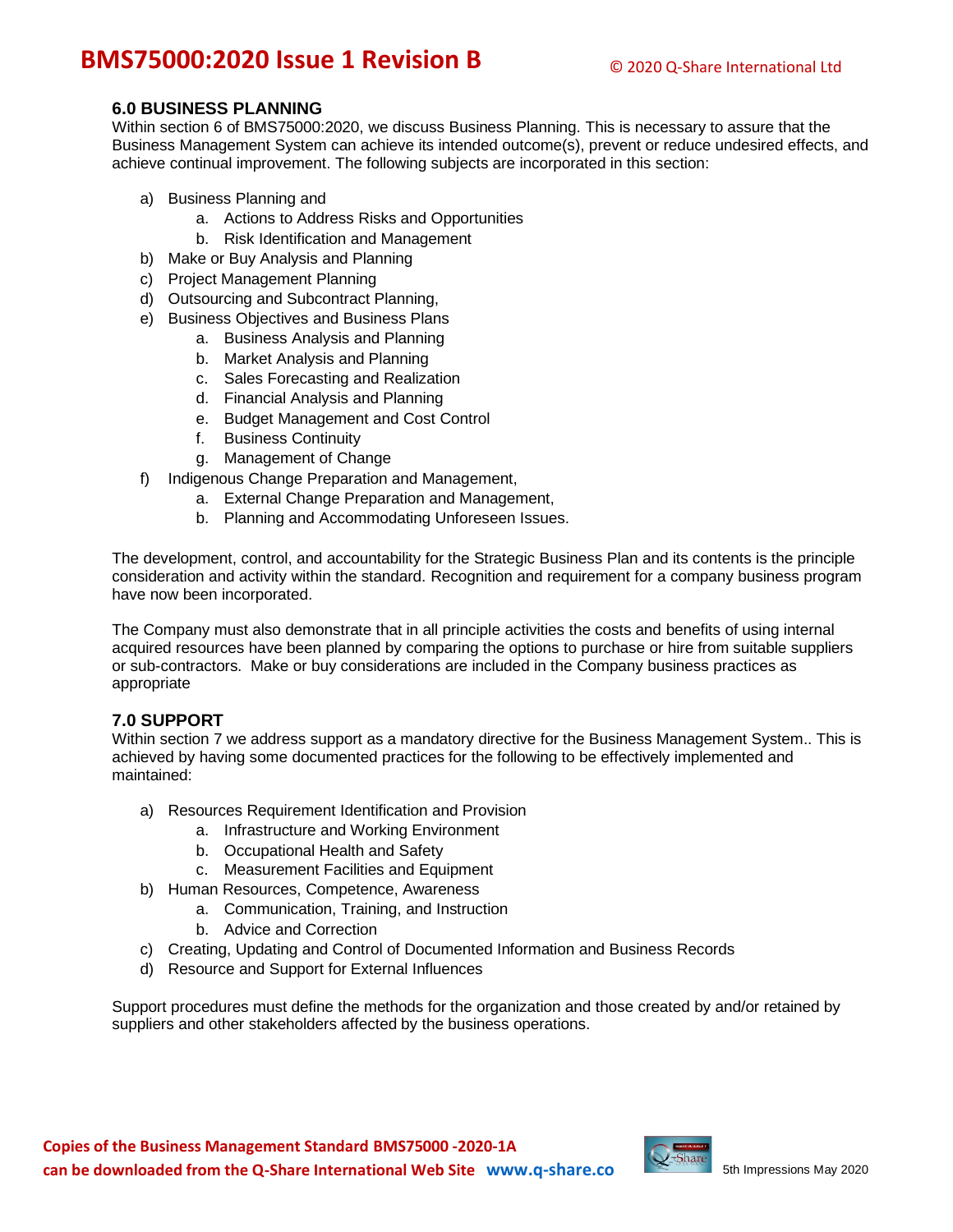## 6.0 BUSINESS PLANNING

Within section 6 of BMS75000:2020, we discuss Business Planning. This is necessary to assure that the Business Management System can achieve its intended outcome(s), prevent or reduce undesired effects, and achieve continual improvement. The following subjects are incorporated in this section:

a) Business Planning and
   a. Actions to Address Risks and Opportunities
   b. Risk Identification and Management
b) Make or Buy Analysis and Planning
c) Project Management Planning
d) Outsourcing and Subcontract Planning,
e) Business Objectives and Business Plans
   a. Business Analysis and Planning
   b. Market Analysis and Planning
   c. Sales Forecasting and Realization
   d. Financial Analysis and Planning
   e. Budget Management and Cost Control
   f. Business Continuity
   g. Management of Change
f) Indigenous Change Preparation and Management,
   a. External Change Preparation and Management,
   b. Planning and Accommodating Unforeseen Issues.

The development, control, and accountability for the Strategic Business Plan and its contents is the principle consideration and activity within the standard. Recognition and requirement for a company business program have now been incorporated.

The Company must also demonstrate that in all principle activities the costs and benefits of using internal acquired resources have been planned by comparing the options to purchase or hire from suitable suppliers or sub-contractors. Make or buy considerations are included in the Company business practices as appropriate

## 7.0 SUPPORT

Within section 7 we address support as a mandatory directive for the Business Management System.. This is achieved by having some documented practices for the following to be effectively implemented and maintained:

a) Resources Requirement Identification and Provision
   a. Infrastructure and Working Environment
   b. Occupational Health and Safety
   c. Measurement Facilities and Equipment
b) Human Resources, Competence, Awareness
   a. Communication, Training, and Instruction
   b. Advice and Correction
c) Creating, Updating and Control of Documented Information and Business Records
d) Resource and Support for External Influences

Support procedures must define the methods for the organization and those created by and/or retained by suppliers and other stakeholders affected by the business operations.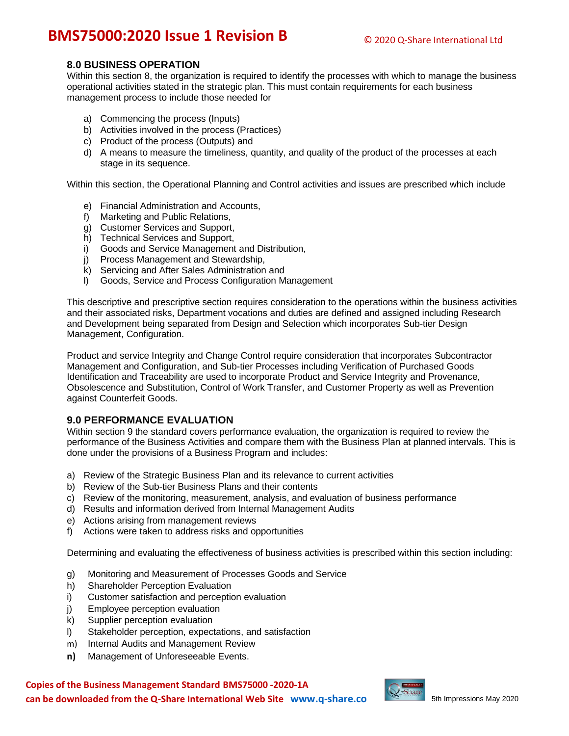## 8.0 BUSINESS OPERATION

Within this section 8, the organization is required to identify the processes with which to manage the business operational activities stated in the strategic plan. This must contain requirements for each business management process to include those needed for

a) Commencing the process (Inputs)
b) Activities involved in the process (Practices)
c) Product of the process (Outputs) and
d) A means to measure the timeliness, quantity, and quality of the product of the processes at each stage in its sequence.

Within this section, the Operational Planning and Control activities and issues are prescribed which include

e) Financial Administration and Accounts,
f) Marketing and Public Relations,
g) Customer Services and Support,
h) Technical Services and Support,
i) Goods and Service Management and Distribution,
j) Process Management and Stewardship,
k) Servicing and After Sales Administration and
l) Goods, Service and Process Configuration Management

This descriptive and prescriptive section requires consideration to the operations within the business activities and their associated risks, Department vocations and duties are defined and assigned including Research and Development being separated from Design and Selection which incorporates Sub-tier Design Management, Configuration.

Product and service Integrity and Change Control require consideration that incorporates Subcontractor Management and Configuration, and Sub-tier Processes including Verification of Purchased Goods Identification and Traceability are used to incorporate Product and Service Integrity and Provenance, Obsolescence and Substitution, Control of Work Transfer, and Customer Property as well as Prevention against Counterfeit Goods.

## 9.0 PERFORMANCE EVALUATION

Within section 9 the standard covers performance evaluation, the organization is required to review the performance of the Business Activities and compare them with the Business Plan at planned intervals. This is done under the provisions of a Business Program and includes:

a) Review of the Strategic Business Plan and its relevance to current activities
b) Review of the Sub-tier Business Plans and their contents
c) Review of the monitoring, measurement, analysis, and evaluation of business performance
d) Results and information derived from Internal Management Audits
e) Actions arising from management reviews
f) Actions were taken to address risks and opportunities

Determining and evaluating the effectiveness of business activities is prescribed within this section including:

g) Monitoring and Measurement of Processes Goods and Service
h) Shareholder Perception Evaluation
i) Customer satisfaction and perception evaluation
j) Employee perception evaluation
k) Supplier perception evaluation
l) Stakeholder perception, expectations, and satisfaction
m) Internal Audits and Management Review
**n)** Management of Unforeseeable Events.

**Copies of the Business Management Standard BMS75000 -2020-1A can be downloaded from the Q-Share International Web Site www.q-share.co**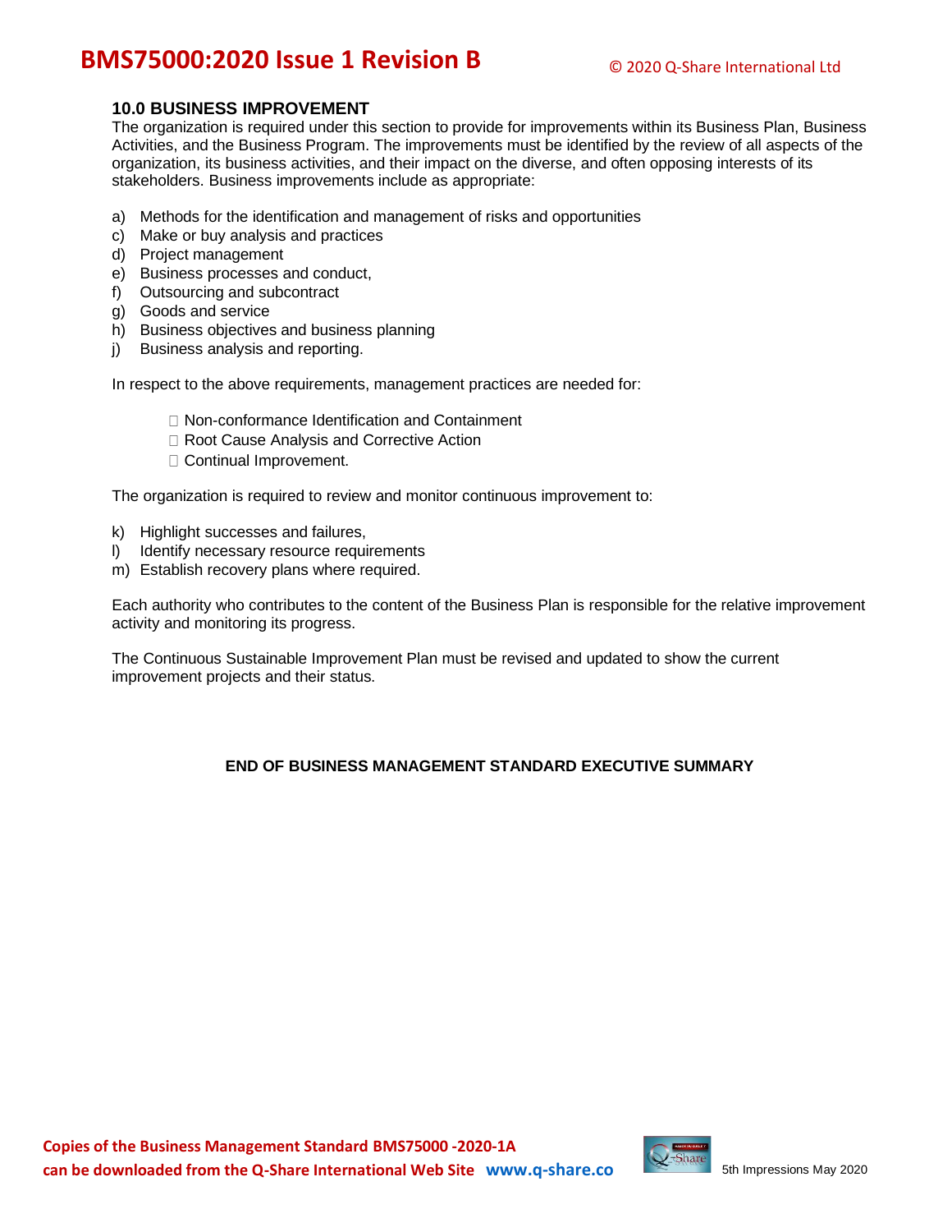## 10.0 BUSINESS IMPROVEMENT

The organization is required under this section to provide for improvements within its Business Plan, Business Activities, and the Business Program. The improvements must be identified by the review of all aspects of the organization, its business activities, and their impact on the diverse, and often opposing interests of its stakeholders. Business improvements include as appropriate:

a) Methods for the identification and management of risks and opportunities
c) Make or buy analysis and practices
d) Project management
e) Business processes and conduct,
f) Outsourcing and subcontract
g) Goods and service
h) Business objectives and business planning
j) Business analysis and reporting.

In respect to the above requirements, management practices are needed for:

- Non-conformance Identification and Containment
- Root Cause Analysis and Corrective Action
- Continual Improvement.

The organization is required to review and monitor continuous improvement to:

k) Highlight successes and failures,
l) Identify necessary resource requirements
m) Establish recovery plans where required.

Each authority who contributes to the content of the Business Plan is responsible for the relative improvement activity and monitoring its progress.

The Continuous Sustainable Improvement Plan must be revised and updated to show the current improvement projects and their status.

**END OF BUSINESS MANAGEMENT STANDARD EXECUTIVE SUMMARY**